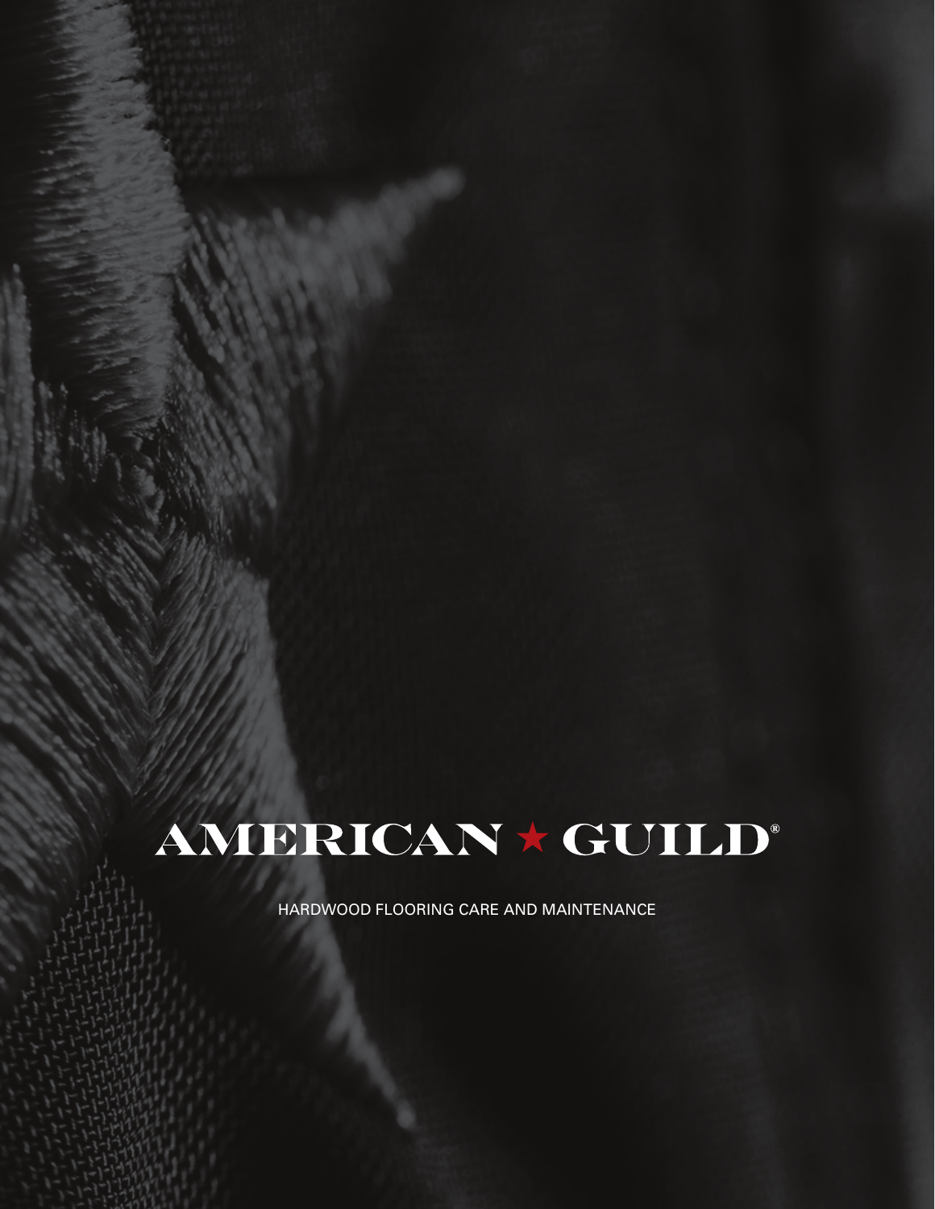# AMERICAN ★ GUILD®

HARDWOOD FLOORING CARE AND MAINTENANCE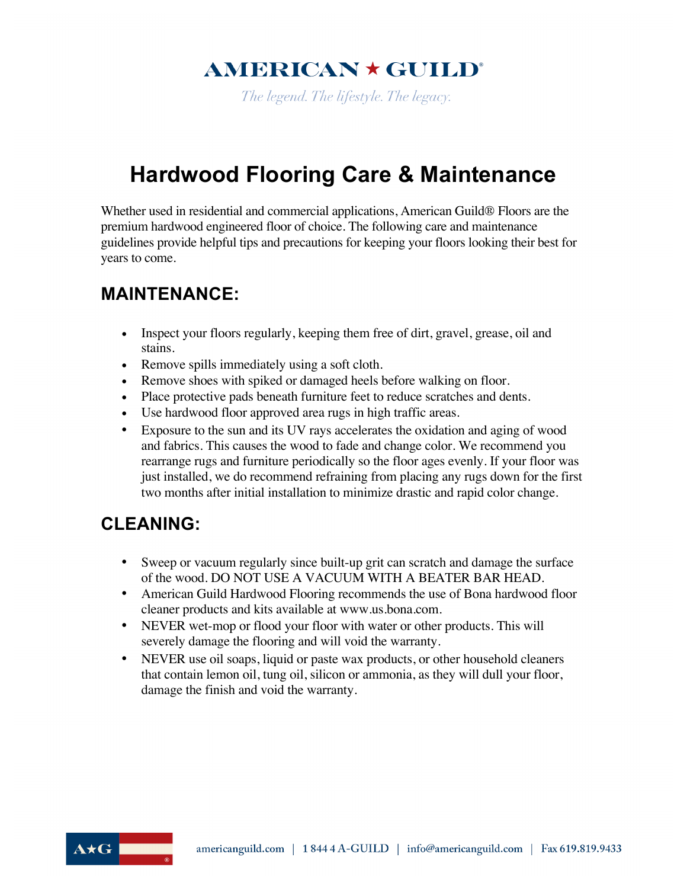AMERICAN ★ GUILD®

*The legend. The lifestyle. The legacy.*

# Hardwood Flooring Care & Maintenance

Whether used in residential and commercial applications, American Guild® Floors are the premium hardwood engineered floor of choice. The following care and maintenance guidelines provide helpful tips and precautions for keeping your floors looking their best for years to come.

## MAINTENANCE:

- Inspect your floors regularly, keeping them free of dirt, gravel, grease, oil and stains.
- Remove spills immediately using a soft cloth.
- Remove shoes with spiked or damaged heels before walking on floor.
- Place protective pads beneath furniture feet to reduce scratches and dents.
- Use hardwood floor approved area rugs in high traffic areas.
- Exposure to the sun and its UV rays accelerates the oxidation and aging of wood and fabrics. This causes the wood to fade and change color. We recommend you rearrange rugs and furniture periodically so the floor ages evenly. If your floor was just installed, we do recommend refraining from placing any rugs down for the first two months after initial installation to minimize drastic and rapid color change.

## CLEANING:

- Sweep or vacuum regularly since built-up grit can scratch and damage the surface of the wood. DO NOT USE A VACUUM WITH A BEATER BAR HEAD.
- American Guild Hardwood Flooring recommends the use of Bona hardwood floor cleaner products and kits available at www.us.bona.com.
- NEVER wet-mop or flood your floor with water or other products. This will severely damage the flooring and will void the warranty.
- NEVER use oil soaps, liquid or paste wax products, or other household cleaners that contain lemon oil, tung oil, silicon or ammonia, as they will dull your floor, damage the finish and void the warranty.

americanguild.com | 1 844 4 A-GUILD | info@americanguild.com | Fax 619.819.9433